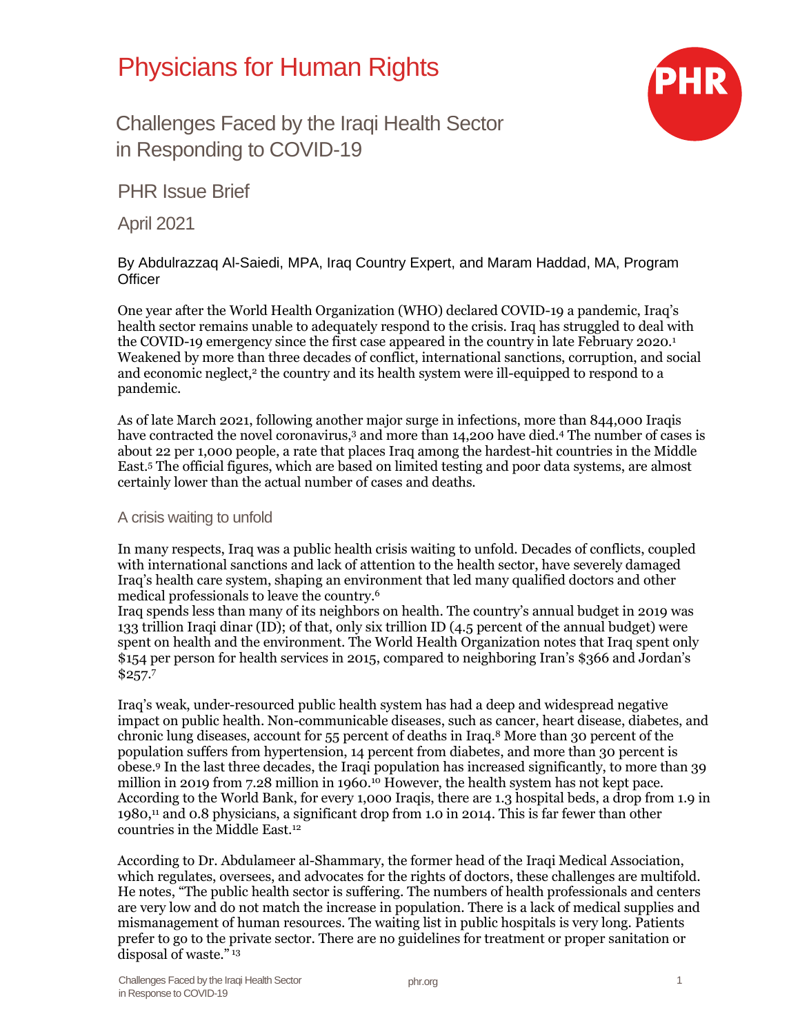# Physicians for Human Rights

## Challenges Faced by the Iraqi Health Sector in Responding to COVID-19

PHR Issue Brief

April 2021

By Abdulrazzaq Al-Saiedi, MPA, Iraq Country Expert, and Maram Haddad, MA, Program Officer

One year after the World Health Organization (WHO) declared COVID-19 a pandemic, Iraq's health sector remains unable to adequately respond to the crisis. Iraq has struggled to deal with the COVID-19 emergency since the first case appeared in the country in late February 2020.[1] Weakened by more than three decades of conflict, international sanctions, corruption, and social and economic neglect,[2] the country and its health system were ill-equipped to respond to a pandemic.

As of late March 2021, following another major surge in infections, more than 844,000 Iraqis have contracted the novel coronavirus,[3] and more than 14,200 have died.[4] The number of cases is about 22 per 1,000 people, a rate that places Iraq among the hardest-hit countries in the Middle East.[5] The official figures, which are based on limited testing and poor data systems, are almost certainly lower than the actual number of cases and deaths.

### A crisis waiting to unfold

In many respects, Iraq was a public health crisis waiting to unfold. Decades of conflicts, coupled with international sanctions and lack of attention to the health sector, have severely damaged Iraq's health care system, shaping an environment that led many qualified doctors and other medical professionals to leave the country.[6]
Iraq spends less than many of its neighbors on health. The country's annual budget in 2019 was 133 trillion Iraqi dinar (ID); of that, only six trillion ID (4.5 percent of the annual budget) were spent on health and the environment. The World Health Organization notes that Iraq spent only $154 per person for health services in 2015, compared to neighboring Iran's $366 and Jordan's $257.[7]

Iraq's weak, under-resourced public health system has had a deep and widespread negative impact on public health. Non-communicable diseases, such as cancer, heart disease, diabetes, and chronic lung diseases, account for 55 percent of deaths in Iraq.[8] More than 30 percent of the population suffers from hypertension, 14 percent from diabetes, and more than 30 percent is obese.[9] In the last three decades, the Iraqi population has increased significantly, to more than 39 million in 2019 from 7.28 million in 1960.[10] However, the health system has not kept pace. According to the World Bank, for every 1,000 Iraqis, there are 1.3 hospital beds, a drop from 1.9 in 1980,[11] and 0.8 physicians, a significant drop from 1.0 in 2014. This is far fewer than other countries in the Middle East.[12]

According to Dr. Abdulameer al-Shammary, the former head of the Iraqi Medical Association, which regulates, oversees, and advocates for the rights of doctors, these challenges are multifold. He notes, "The public health sector is suffering. The numbers of health professionals and centers are very low and do not match the increase in population. There is a lack of medical supplies and mismanagement of human resources. The waiting list in public hospitals is very long. Patients prefer to go to the private sector. There are no guidelines for treatment or proper sanitation or disposal of waste."[13]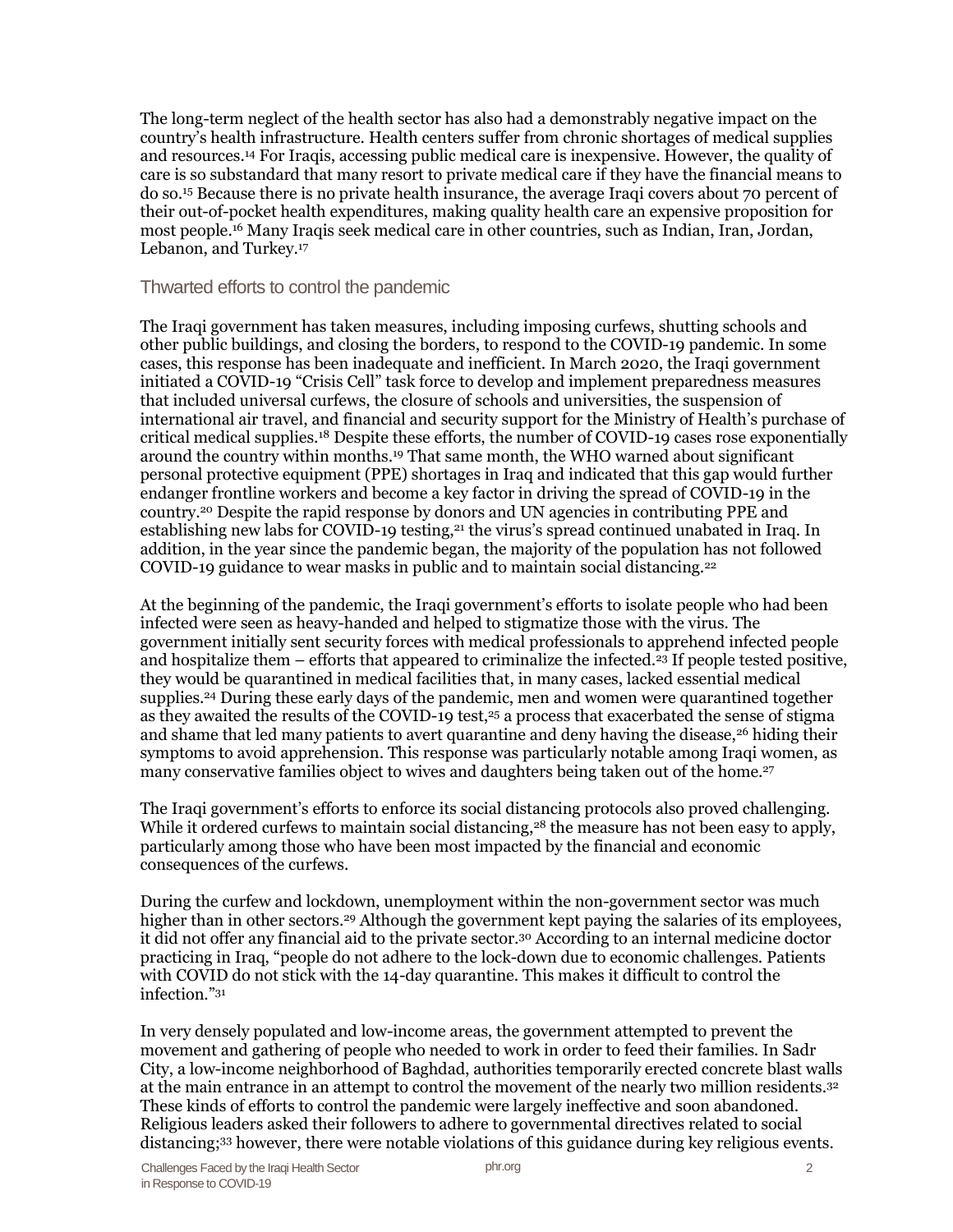The long-term neglect of the health sector has also had a demonstrably negative impact on the country's health infrastructure. Health centers suffer from chronic shortages of medical supplies and resources.[14] For Iraqis, accessing public medical care is inexpensive. However, the quality of care is so substandard that many resort to private medical care if they have the financial means to do so.[15] Because there is no private health insurance, the average Iraqi covers about 70 percent of their out-of-pocket health expenditures, making quality health care an expensive proposition for most people.[16] Many Iraqis seek medical care in other countries, such as Indian, Iran, Jordan, Lebanon, and Turkey.[17]

## Thwarted efforts to control the pandemic

The Iraqi government has taken measures, including imposing curfews, shutting schools and other public buildings, and closing the borders, to respond to the COVID-19 pandemic. In some cases, this response has been inadequate and inefficient. In March 2020, the Iraqi government initiated a COVID-19 "Crisis Cell" task force to develop and implement preparedness measures that included universal curfews, the closure of schools and universities, the suspension of international air travel, and financial and security support for the Ministry of Health's purchase of critical medical supplies.[18] Despite these efforts, the number of COVID-19 cases rose exponentially around the country within months.[19] That same month, the WHO warned about significant personal protective equipment (PPE) shortages in Iraq and indicated that this gap would further endanger frontline workers and become a key factor in driving the spread of COVID-19 in the country.[20] Despite the rapid response by donors and UN agencies in contributing PPE and establishing new labs for COVID-19 testing,[21] the virus's spread continued unabated in Iraq. In addition, in the year since the pandemic began, the majority of the population has not followed COVID-19 guidance to wear masks in public and to maintain social distancing.[22]

At the beginning of the pandemic, the Iraqi government's efforts to isolate people who had been infected were seen as heavy-handed and helped to stigmatize those with the virus. The government initially sent security forces with medical professionals to apprehend infected people and hospitalize them – efforts that appeared to criminalize the infected.[23] If people tested positive, they would be quarantined in medical facilities that, in many cases, lacked essential medical supplies.[24] During these early days of the pandemic, men and women were quarantined together as they awaited the results of the COVID-19 test,[25] a process that exacerbated the sense of stigma and shame that led many patients to avert quarantine and deny having the disease,[26] hiding their symptoms to avoid apprehension. This response was particularly notable among Iraqi women, as many conservative families object to wives and daughters being taken out of the home.[27]

The Iraqi government's efforts to enforce its social distancing protocols also proved challenging. While it ordered curfews to maintain social distancing,[28] the measure has not been easy to apply, particularly among those who have been most impacted by the financial and economic consequences of the curfews.

During the curfew and lockdown, unemployment within the non-government sector was much higher than in other sectors.[29] Although the government kept paying the salaries of its employees, it did not offer any financial aid to the private sector.[30] According to an internal medicine doctor practicing in Iraq, "people do not adhere to the lock-down due to economic challenges. Patients with COVID do not stick with the 14-day quarantine. This makes it difficult to control the infection."[31]

In very densely populated and low-income areas, the government attempted to prevent the movement and gathering of people who needed to work in order to feed their families. In Sadr City, a low-income neighborhood of Baghdad, authorities temporarily erected concrete blast walls at the main entrance in an attempt to control the movement of the nearly two million residents.[32] These kinds of efforts to control the pandemic were largely ineffective and soon abandoned. Religious leaders asked their followers to adhere to governmental directives related to social distancing;[33] however, there were notable violations of this guidance during key religious events.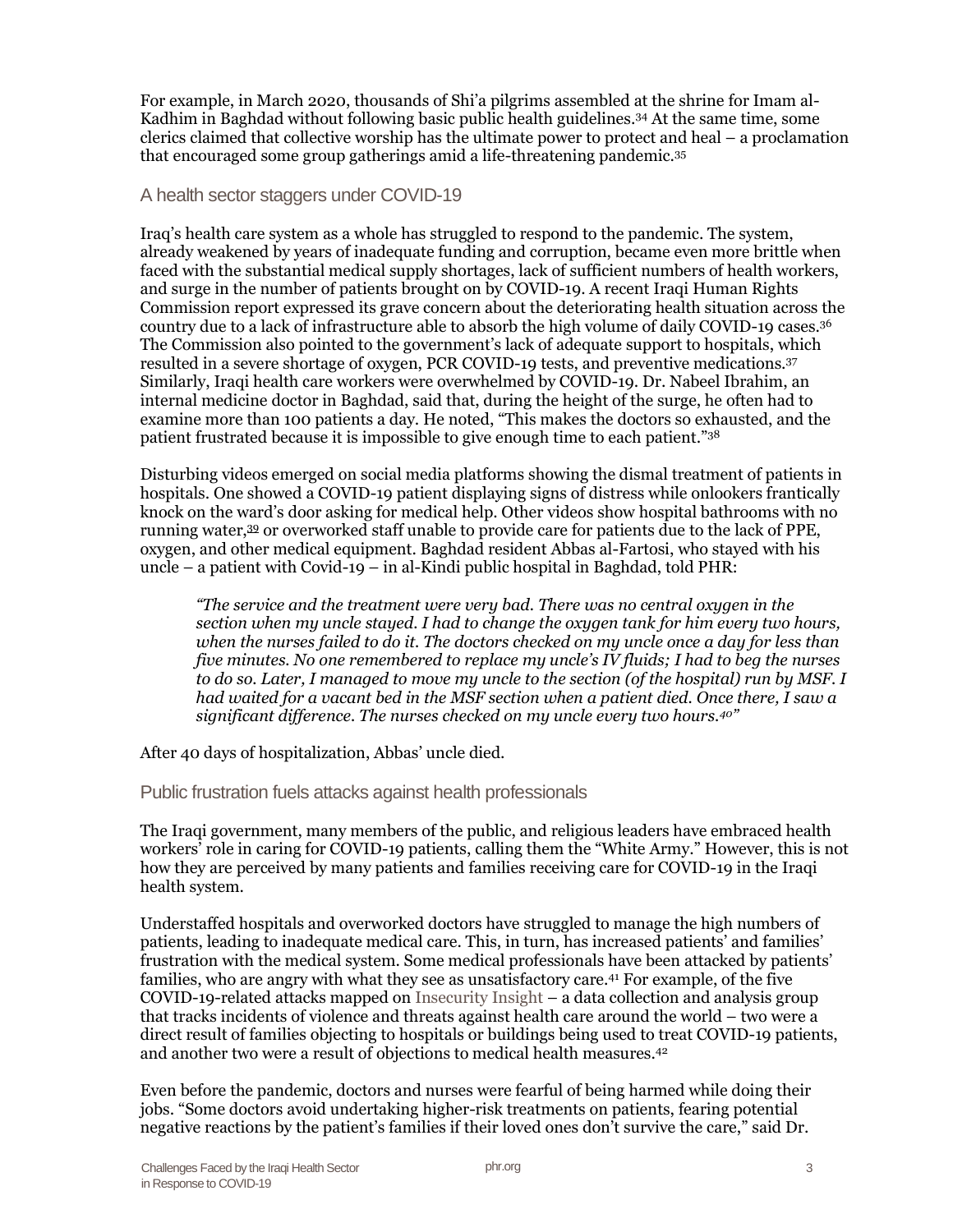For example, in March 2020, thousands of Shi'a pilgrims assembled at the shrine for Imam al-Kadhim in Baghdad without following basic public health guidelines.[34] At the same time, some clerics claimed that collective worship has the ultimate power to protect and heal – a proclamation that encouraged some group gatherings amid a life-threatening pandemic.[35]

## A health sector staggers under COVID-19

Iraq's health care system as a whole has struggled to respond to the pandemic. The system, already weakened by years of inadequate funding and corruption, became even more brittle when faced with the substantial medical supply shortages, lack of sufficient numbers of health workers, and surge in the number of patients brought on by COVID-19. A recent Iraqi Human Rights Commission report expressed its grave concern about the deteriorating health situation across the country due to a lack of infrastructure able to absorb the high volume of daily COVID-19 cases.[36] The Commission also pointed to the government's lack of adequate support to hospitals, which resulted in a severe shortage of oxygen, PCR COVID-19 tests, and preventive medications.[37] Similarly, Iraqi health care workers were overwhelmed by COVID-19. Dr. Nabeel Ibrahim, an internal medicine doctor in Baghdad, said that, during the height of the surge, he often had to examine more than 100 patients a day. He noted, "This makes the doctors so exhausted, and the patient frustrated because it is impossible to give enough time to each patient."[38]

Disturbing videos emerged on social media platforms showing the dismal treatment of patients in hospitals. One showed a COVID-19 patient displaying signs of distress while onlookers frantically knock on the ward's door asking for medical help. Other videos show hospital bathrooms with no running water,[39] or overworked staff unable to provide care for patients due to the lack of PPE, oxygen, and other medical equipment. Baghdad resident Abbas al-Fartosi, who stayed with his uncle – a patient with Covid-19 – in al-Kindi public hospital in Baghdad, told PHR:

> *"The service and the treatment were very bad. There was no central oxygen in the section when my uncle stayed. I had to change the oxygen tank for him every two hours, when the nurses failed to do it. The doctors checked on my uncle once a day for less than five minutes. No one remembered to replace my uncle's IV fluids; I had to beg the nurses to do so. Later, I managed to move my uncle to the section (of the hospital) run by MSF. I had waited for a vacant bed in the MSF section when a patient died. Once there, I saw a significant difference. The nurses checked on my uncle every two hours.[40]"*

After 40 days of hospitalization, Abbas' uncle died.

## Public frustration fuels attacks against health professionals

The Iraqi government, many members of the public, and religious leaders have embraced health workers' role in caring for COVID-19 patients, calling them the "White Army." However, this is not how they are perceived by many patients and families receiving care for COVID-19 in the Iraqi health system.

Understaffed hospitals and overworked doctors have struggled to manage the high numbers of patients, leading to inadequate medical care. This, in turn, has increased patients' and families' frustration with the medical system. Some medical professionals have been attacked by patients' families, who are angry with what they see as unsatisfactory care.[41] For example, of the five COVID-19-related attacks mapped on Insecurity Insight – a data collection and analysis group that tracks incidents of violence and threats against health care around the world – two were a direct result of families objecting to hospitals or buildings being used to treat COVID-19 patients, and another two were a result of objections to medical health measures.[42]

Even before the pandemic, doctors and nurses were fearful of being harmed while doing their jobs. "Some doctors avoid undertaking higher-risk treatments on patients, fearing potential negative reactions by the patient's families if their loved ones don't survive the care," said Dr.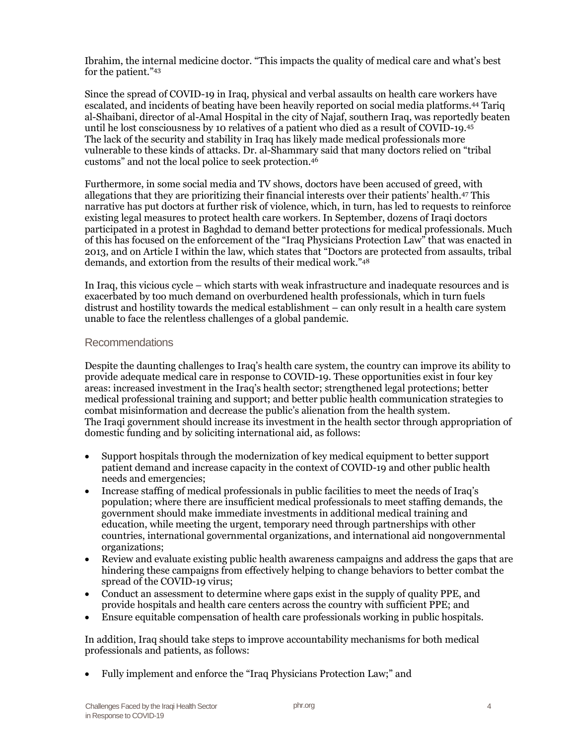Ibrahim, the internal medicine doctor. "This impacts the quality of medical care and what's best for the patient."[43]

Since the spread of COVID-19 in Iraq, physical and verbal assaults on health care workers have escalated, and incidents of beating have been heavily reported on social media platforms.[44] Tariq al-Shaibani, director of al-Amal Hospital in the city of Najaf, southern Iraq, was reportedly beaten until he lost consciousness by 10 relatives of a patient who died as a result of COVID-19.[45] The lack of the security and stability in Iraq has likely made medical professionals more vulnerable to these kinds of attacks. Dr. al-Shammary said that many doctors relied on "tribal customs" and not the local police to seek protection.[46]

Furthermore, in some social media and TV shows, doctors have been accused of greed, with allegations that they are prioritizing their financial interests over their patients' health.[47] This narrative has put doctors at further risk of violence, which, in turn, has led to requests to reinforce existing legal measures to protect health care workers. In September, dozens of Iraqi doctors participated in a protest in Baghdad to demand better protections for medical professionals. Much of this has focused on the enforcement of the "Iraq Physicians Protection Law" that was enacted in 2013, and on Article I within the law, which states that "Doctors are protected from assaults, tribal demands, and extortion from the results of their medical work."[48]

In Iraq, this vicious cycle – which starts with weak infrastructure and inadequate resources and is exacerbated by too much demand on overburdened health professionals, which in turn fuels distrust and hostility towards the medical establishment – can only result in a health care system unable to face the relentless challenges of a global pandemic.

## Recommendations

Despite the daunting challenges to Iraq's health care system, the country can improve its ability to provide adequate medical care in response to COVID-19. These opportunities exist in four key areas: increased investment in the Iraq's health sector; strengthened legal protections; better medical professional training and support; and better public health communication strategies to combat misinformation and decrease the public's alienation from the health system.
The Iraqi government should increase its investment in the health sector through appropriation of domestic funding and by soliciting international aid, as follows:

- Support hospitals through the modernization of key medical equipment to better support patient demand and increase capacity in the context of COVID-19 and other public health needs and emergencies;
- Increase staffing of medical professionals in public facilities to meet the needs of Iraq's population; where there are insufficient medical professionals to meet staffing demands, the government should make immediate investments in additional medical training and education, while meeting the urgent, temporary need through partnerships with other countries, international governmental organizations, and international aid nongovernmental organizations;
- Review and evaluate existing public health awareness campaigns and address the gaps that are hindering these campaigns from effectively helping to change behaviors to better combat the spread of the COVID-19 virus;
- Conduct an assessment to determine where gaps exist in the supply of quality PPE, and provide hospitals and health care centers across the country with sufficient PPE; and
- Ensure equitable compensation of health care professionals working in public hospitals.

In addition, Iraq should take steps to improve accountability mechanisms for both medical professionals and patients, as follows:

- Fully implement and enforce the "Iraq Physicians Protection Law;" and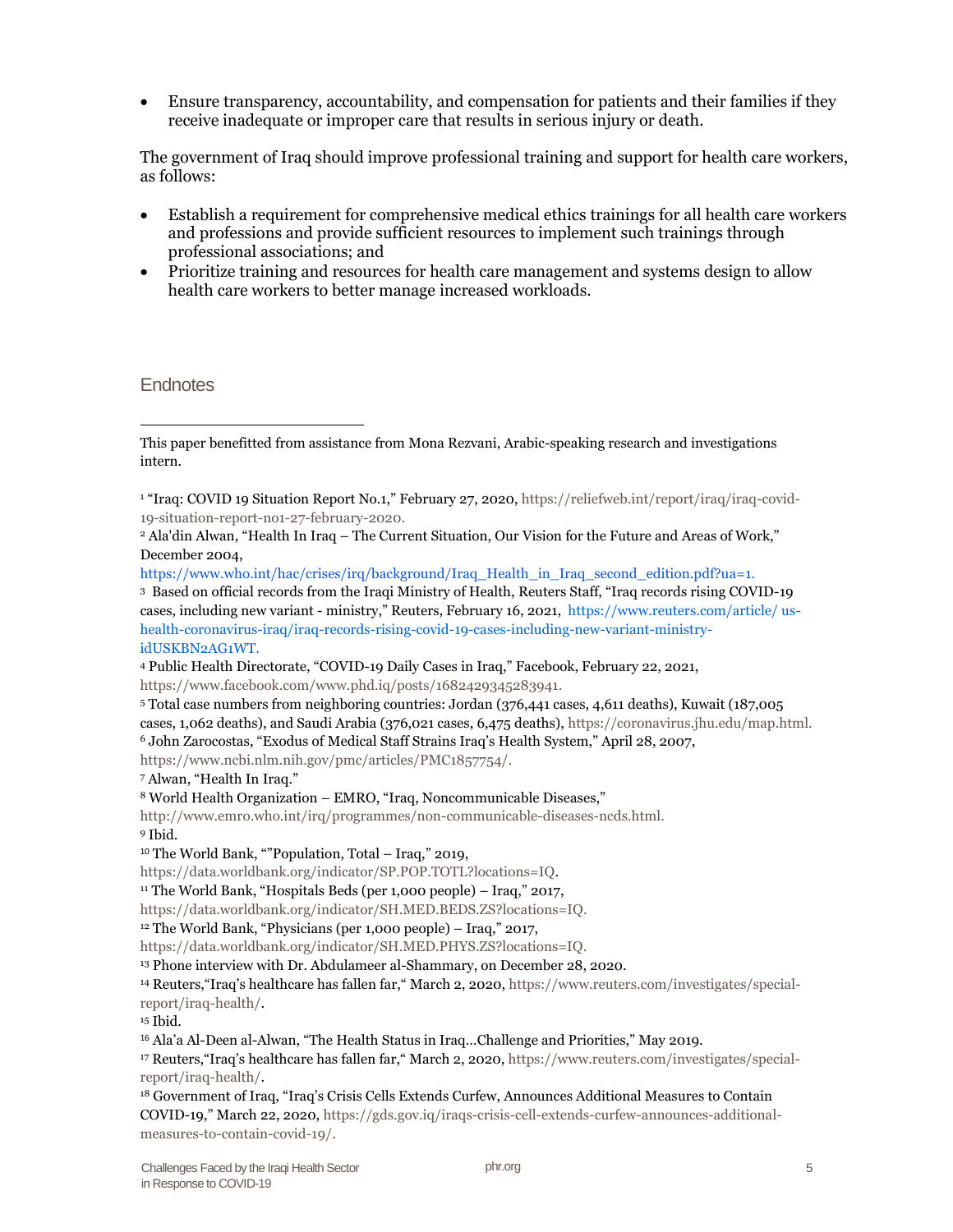- Ensure transparency, accountability, and compensation for patients and their families if they receive inadequate or improper care that results in serious injury or death.

The government of Iraq should improve professional training and support for health care workers, as follows:

- Establish a requirement for comprehensive medical ethics trainings for all health care workers and professions and provide sufficient resources to implement such trainings through professional associations; and
- Prioritize training and resources for health care management and systems design to allow health care workers to better manage increased workloads.

## Endnotes

This paper benefitted from assistance from Mona Rezvani, Arabic-speaking research and investigations intern.

[1] "Iraq: COVID 19 Situation Report No.1," February 27, 2020, https://reliefweb.int/report/iraq/iraq-covid-19-situation-report-no1-27-february-2020.

[2] Ala'din Alwan, "Health In Iraq – The Current Situation, Our Vision for the Future and Areas of Work," December 2004, https://www.who.int/hac/crises/irq/background/Iraq_Health_in_Iraq_second_edition.pdf?ua=1.

[3] Based on official records from the Iraqi Ministry of Health, Reuters Staff, "Iraq records rising COVID-19 cases, including new variant - ministry," Reuters, February 16, 2021, https://www.reuters.com/article/ us-health-coronavirus-iraq/iraq-records-rising-covid-19-cases-including-new-variant-ministry-idUSKBN2AG1WT.

[4] Public Health Directorate, "COVID-19 Daily Cases in Iraq," Facebook, February 22, 2021, https://www.facebook.com/www.phd.iq/posts/1682429345283941.

[5] Total case numbers from neighboring countries: Jordan (376,441 cases, 4,611 deaths), Kuwait (187,005 cases, 1,062 deaths), and Saudi Arabia (376,021 cases, 6,475 deaths), https://coronavirus.jhu.edu/map.html.

[6] John Zarocostas, "Exodus of Medical Staff Strains Iraq's Health System," April 28, 2007, https://www.ncbi.nlm.nih.gov/pmc/articles/PMC1857754/.

[7] Alwan, "Health In Iraq."

[8] World Health Organization – EMRO, "Iraq, Noncommunicable Diseases," http://www.emro.who.int/irq/programmes/non-communicable-diseases-ncds.html.

[9] Ibid.

[10] The World Bank, ""Population, Total – Iraq," 2019, https://data.worldbank.org/indicator/SP.POP.TOTL?locations=IQ.

[11] The World Bank, "Hospitals Beds (per 1,000 people) – Iraq," 2017, https://data.worldbank.org/indicator/SH.MED.BEDS.ZS?locations=IQ.

[12] The World Bank, "Physicians (per 1,000 people) – Iraq," 2017, https://data.worldbank.org/indicator/SH.MED.PHYS.ZS?locations=IQ.

[13] Phone interview with Dr. Abdulameer al-Shammary, on December 28, 2020.

[14] Reuters,"Iraq's healthcare has fallen far," March 2, 2020, https://www.reuters.com/investigates/special-report/iraq-health/.

[15] Ibid.

[16] Ala'a Al-Deen al-Alwan, "The Health Status in Iraq...Challenge and Priorities," May 2019.

[17] Reuters,"Iraq's healthcare has fallen far," March 2, 2020, https://www.reuters.com/investigates/special-report/iraq-health/.

[18] Government of Iraq, "Iraq's Crisis Cells Extends Curfew, Announces Additional Measures to Contain COVID-19," March 22, 2020, https://gds.gov.iq/iraqs-crisis-cell-extends-curfew-announces-additional-measures-to-contain-covid-19/.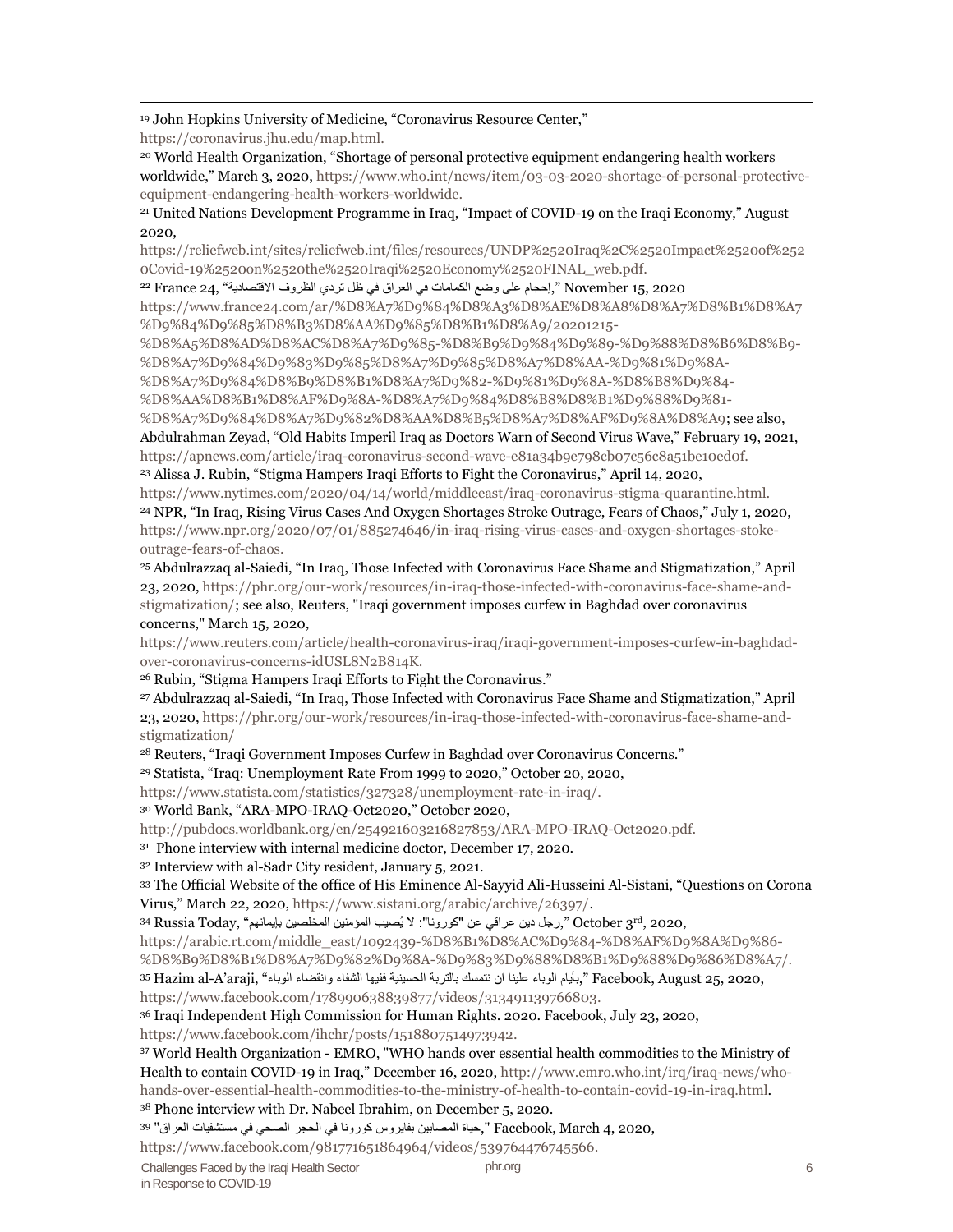[19] John Hopkins University of Medicine, “Coronavirus Resource Center,” https://coronavirus.jhu.edu/map.html.

[20] World Health Organization, “Shortage of personal protective equipment endangering health workers worldwide,” March 3, 2020, https://www.who.int/news/item/03-03-2020-shortage-of-personal-protective-equipment-endangering-health-workers-worldwide.

[21] United Nations Development Programme in Iraq, “Impact of COVID-19 on the Iraqi Economy,” August 2020, https://reliefweb.int/sites/reliefweb.int/files/resources/UNDP%2520Iraq%2C%2520Impact%2520of%2520Covid-19%2520on%2520the%2520Iraqi%2520Economy%2520FINAL_web.pdf.

[22] France 24, “إحجام على وضع الكمامات في العراق في ظل تردي الظروف الاقتصادية,” November 15, 2020 https://www.france24.com/ar/%D8%A7%D9%84%D8%A3%D8%AE%D8%A8%D8%A7%D8%B1%D8%A7%D9%84%D9%85%D8%B3%D8%AA%D9%85%D8%B1%D8%A9/20201215-%D8%A5%D8%AD%D8%AC%D8%A7%D9%85-%D8%B9%D9%84%D9%89-%D9%88%D8%B6%D8%B9-%D8%A7%D9%84%D9%83%D9%85%D8%A7%D9%85%D8%A7%D8%AA-%D9%81%D9%8A-%D8%A7%D9%84%D8%B9%D8%B1%D8%A7%D9%82-%D9%81%D9%8A-%D8%B8%D9%84-%D8%AA%D8%B1%D8%AF%D9%8A-%D8%A7%D9%84%D8%B8%D8%B1%D9%88%D9%81-%D8%A7%D9%84%D8%A7%D9%82%D8%AA%D8%B5%D8%A7%D8%AF%D9%8A%D8%A9; see also, Abdulrahman Zeyad, “Old Habits Imperil Iraq as Doctors Warn of Second Virus Wave,” February 19, 2021, https://apnews.com/article/iraq-coronavirus-second-wave-e81a34b9e798cb07c56c8a51be10ed0f.

[23] Alissa J. Rubin, “Stigma Hampers Iraqi Efforts to Fight the Coronavirus,” April 14, 2020, https://www.nytimes.com/2020/04/14/world/middleeast/iraq-coronavirus-stigma-quarantine.html.

[24] NPR, “In Iraq, Rising Virus Cases And Oxygen Shortages Stroke Outrage, Fears of Chaos,” July 1, 2020, https://www.npr.org/2020/07/01/885274646/in-iraq-rising-virus-cases-and-oxygen-shortages-stoke-outrage-fears-of-chaos.

[25] Abdulrazzaq al-Saiedi, “In Iraq, Those Infected with Coronavirus Face Shame and Stigmatization,” April 23, 2020, https://phr.org/our-work/resources/in-iraq-those-infected-with-coronavirus-face-shame-and-stigmatization/; see also, Reuters, "Iraqi government imposes curfew in Baghdad over coronavirus concerns," March 15, 2020, https://www.reuters.com/article/health-coronavirus-iraq/iraqi-government-imposes-curfew-in-baghdad-over-coronavirus-concerns-idUSL8N2B814K.

[26] Rubin, “Stigma Hampers Iraqi Efforts to Fight the Coronavirus.”

[27] Abdulrazzaq al-Saiedi, “In Iraq, Those Infected with Coronavirus Face Shame and Stigmatization,” April 23, 2020, https://phr.org/our-work/resources/in-iraq-those-infected-with-coronavirus-face-shame-and-stigmatization/

[28] Reuters, “Iraqi Government Imposes Curfew in Baghdad over Coronavirus Concerns.”

[29] Statista, “Iraq: Unemployment Rate From 1999 to 2020,” October 20, 2020, https://www.statista.com/statistics/327328/unemployment-rate-in-iraq/.

[30] World Bank, “ARA-MPO-IRAQ-Oct2020,” October 2020, http://pubdocs.worldbank.org/en/254921603216827853/ARA-MPO-IRAQ-Oct2020.pdf.

[31] Phone interview with internal medicine doctor, December 17, 2020.

[32] Interview with al-Sadr City resident, January 5, 2021.

[33] The Official Website of the office of His Eminence Al-Sayyid Ali-Husseini Al-Sistani, “Questions on Corona Virus,” March 22, 2020, https://www.sistani.org/arabic/archive/26397/.

[34] Russia Today, “رجل دين عراقي عن "كورونا": لا يُصيب المؤمنين المخلصين بإيمانهم,” October 3rd, 2020, https://arabic.rt.com/middle_east/1092439-%D8%B1%D8%AC%D9%84-%D8%AF%D9%8A%D9%86-%D8%B9%D8%B1%D8%A7%D9%82%D9%8A-%D9%83%D9%88%D8%B1%D9%88%D9%86%D8%A7/.

[35] Hazim al-A’araji, “بأيام الوباء علينا ان نتمسك بالتربة الحسينية ففيها الشفاء وانقضاء الوباء,” Facebook, August 25, 2020, https://www.facebook.com/178990638839877/videos/313491139766803.

[36] Iraqi Independent High Commission for Human Rights. 2020. Facebook, July 23, 2020, https://www.facebook.com/ihchr/posts/1518807514973942.

[37] World Health Organization - EMRO, "WHO hands over essential health commodities to the Ministry of Health to contain COVID-19 in Iraq," December 16, 2020, http://www.emro.who.int/irq/iraq-news/who-hands-over-essential-health-commodities-to-the-ministry-of-health-to-contain-covid-19-in-iraq.html.

[38] Phone interview with Dr. Nabeel Ibrahim, on December 5, 2020.

[39] "حياة المصابين بفايروس كورونا في الحجر الصحي في مستشفيات العراق," Facebook, March 4, 2020, https://www.facebook.com/981771651864964/videos/539764476745566.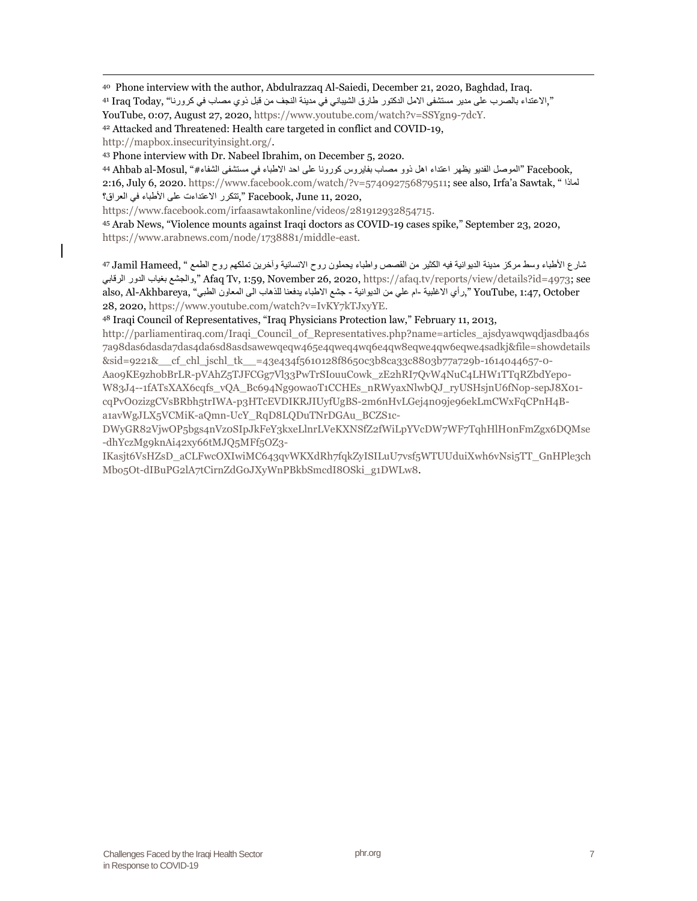40 Phone interview with the author, Abdulrazzaq Al-Saiedi, December 21, 2020, Baghdad, Iraq.

41 Iraq Today, "الاعتداء بالضرب على مدير مستشفى الامل الدكتور طارق الشيباني في مدينة النجف من قبل ذوي مصاب في كورونا," YouTube, 0:07, August 27, 2020, https://www.youtube.com/watch?v=SSYgn9-7dcY.

42 Attacked and Threatened: Health care targeted in conflict and COVID-19, http://mapbox.insecurityinsight.org/.

43 Phone interview with Dr. Nabeel Ibrahim, on December 5, 2020.

44 Ahbab al-Mosul, "#الموصل الفديو يظهر اعتداء اهل ذوو مصاب بفايروس كورونا على احد الاطباء في مستشفى الشفاء" Facebook, 2:16, July 6, 2020. https://www.facebook.com/watch/?v=574092756879511; see also, Irfa'a Sawtak, "لماذا تتكرر الاعتداءت على الأطباء في العراق؟," Facebook, June 11, 2020, https://www.facebook.com/irfaasawtakonline/videos/281912932854715.

45 Arab News, "Violence mounts against Iraqi doctors as COVID-19 cases spike," September 23, 2020, https://www.arabnews.com/node/1738881/middle-east.

47 Jamil Hameed, "شارع الأطباء وسط مركز مدينة الديوانية فيه الكثير من القصص واطباء يحملون روح الانسانية وآخرين تملكهم روح الطمع والجشع بغياب الدور الرقابي," Afaq Tv, 1:59, November 26, 2020, https://afaq.tv/reports/view/details?id=4973; see also, Al-Akhbareya, "رأي الاغلبية -ام علي من الديوانية - جشع الاطباء يدفعنا للذهاب الى المعاون الطبي," YouTube, 1:47, October 28, 2020, https://www.youtube.com/watch?v=IvKY7kTJxyYE.

48 Iraqi Council of Representatives, "Iraq Physicians Protection law," February 11, 2013, http://parliamentiraq.com/Iraqi_Council_of_Representatives.php?name=articles_ajsdyawqwqdjasdba46s7a98das6dasda7das4da6sd8asdsawewqeqw465e4qweq4wq6e4qw8eqwe4qw6eqwe4sadkj&file=showdetails&sid=9221&__cf_chl_jschl_tk__=43e434f5610128f8650c3b8ca33c8803b77a729b-1614044657-0-Aa09KE9zhobBrLR-pVAhZ5TJFCGg7Vl33PwTrSIouuCowk_zE2hRI7QvW4NuC4LHW1TTqRZbdYepo-W83J4--1fATsXAX6cqfs_vQA_Bc694Ng9owa0T1CCHEs_nRWyaxNlwbQJ_ryUSHsjnU6fN0p-sepJ8X01-cqPvO0zizgCVsBRbh5trIWA-p3HTcEVDIKRJIUyfUgBS-2m6nHvLGej4n09je96ekLmCWxFqCPnH4B-a1avWgJLX5VCMiK-aQmn-UcY_RqD8LQDuTNrDGAu_BCZS1c-DWyGR82VjwOP5bgs4nVz0SIpJkFeY3kxeLlnrLVeKXNSfZ2fWiLpYVcDW7WF7TqhHlH0nFmZgx6DQMse-dhYczMg9knAi42xy66tMJQ5MFf5OZ3-IKasjt6VsHZsD_aCLFwcOXIwiMC643qvWKXdRh7fqkZyISILuU7vsf5WTUUduiXwh6vNsi5TT_GnHPle3chMb05Ot-dIBuPG2lA7tCirnZdG0JXyWnPBkbSmcdI8OSki_g1DWLw8.